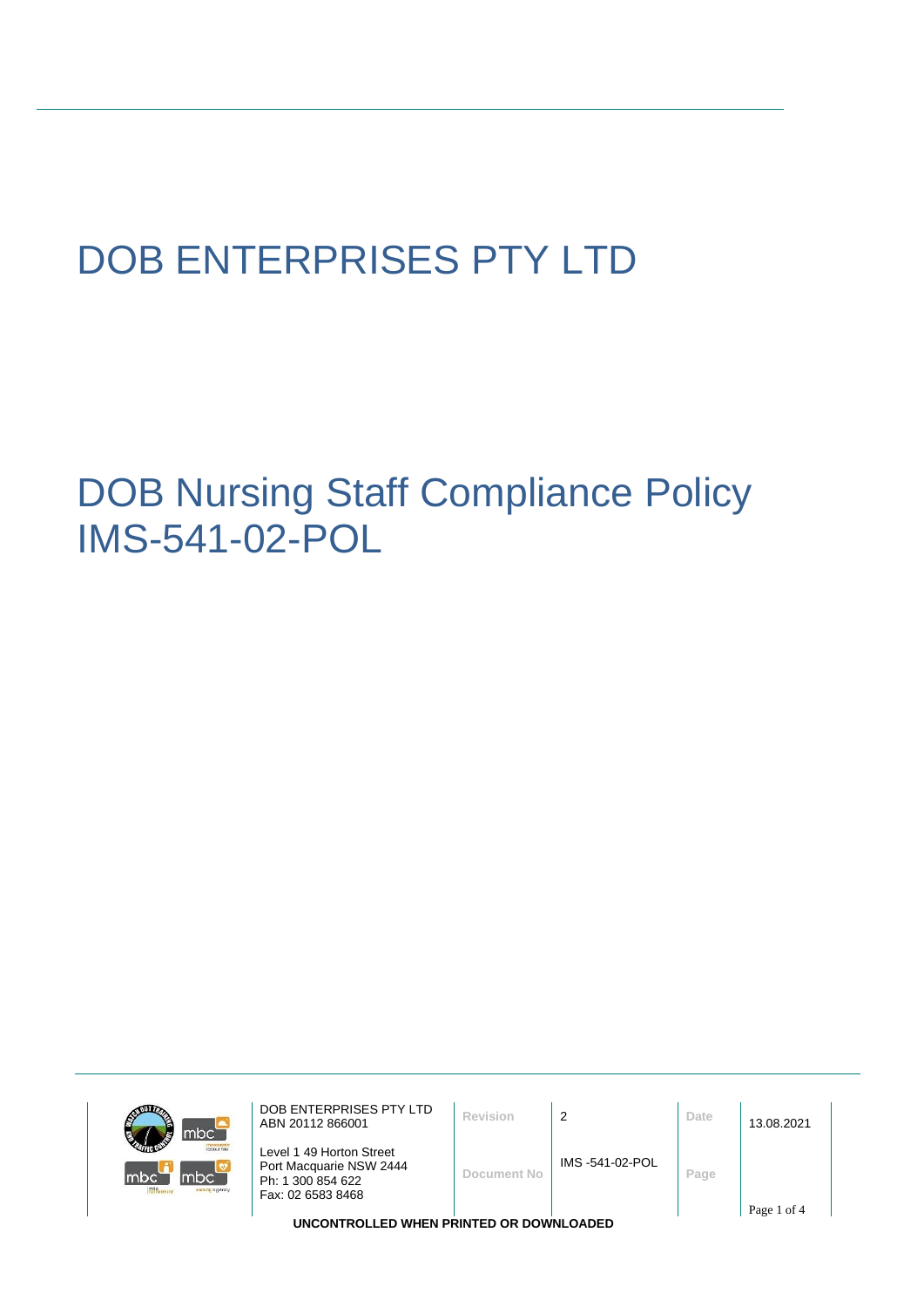# DOB ENTERPRISES PTY LTD

# DOB Nursing Staff Compliance Policy IMS-541-02-POL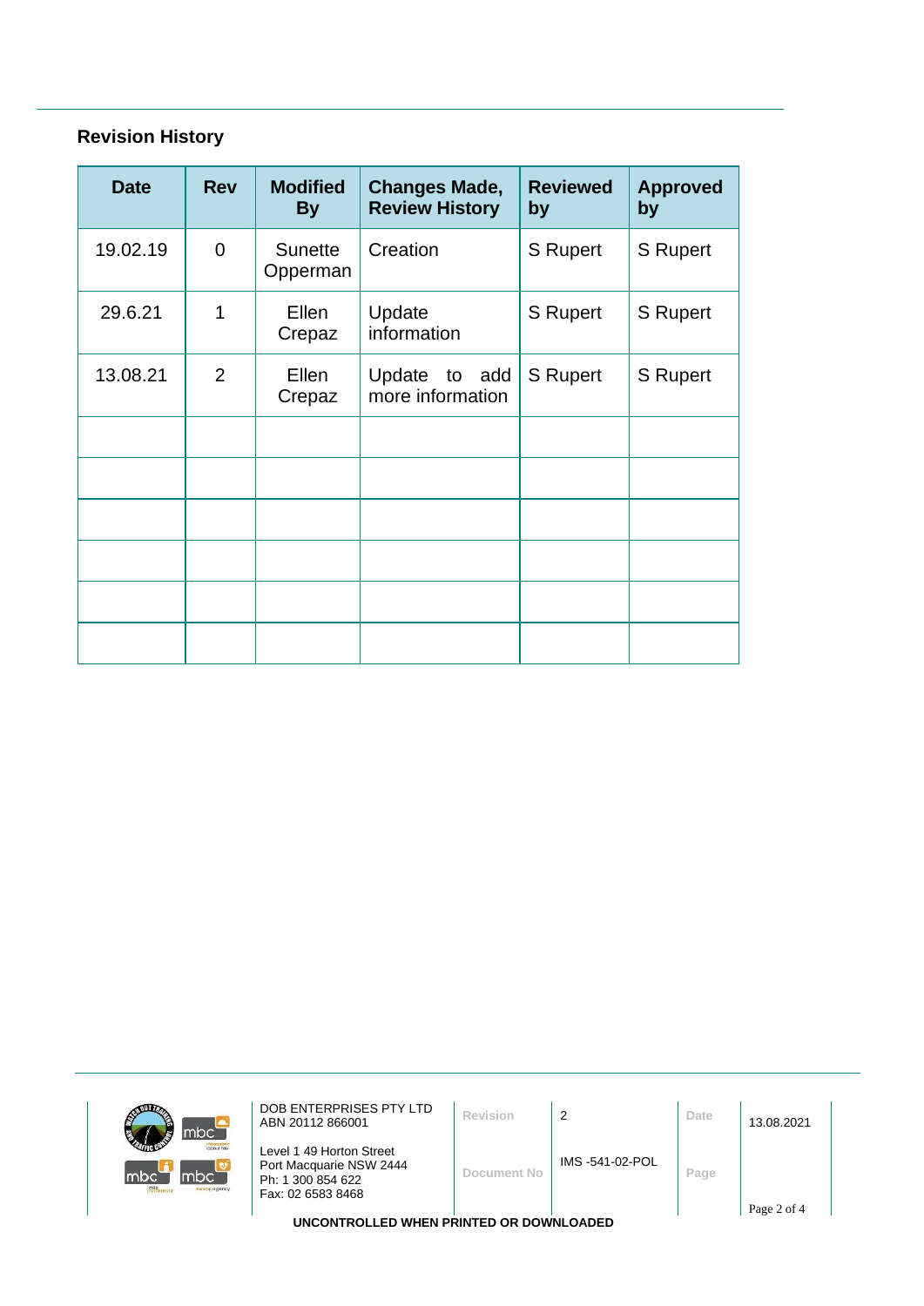## Revision History

| Date | Rev | Modified By | Changes Made, Review History | Reviewed by | Approved by |
|---|---|---|---|---|---|
| 19.02.19 | 0 | Sunette Opperman | Creation | S Rupert | S Rupert |
| 29.6.21 | 1 | Ellen Crepaz | Update information | S Rupert | S Rupert |
| 13.08.21 | 2 | Ellen Crepaz | Update to add more information | S Rupert | S Rupert |
| | | | | | |
| | | | | | |
| | | | | | |
| | | | | | |
| | | | | | |
| | | | | | |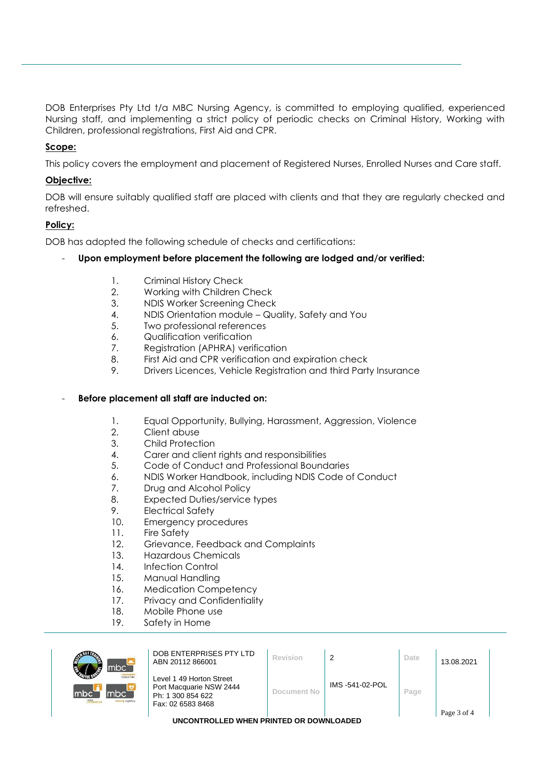DOB Enterprises Pty Ltd t/a MBC Nursing Agency, is committed to employing qualified, experienced Nursing staff, and implementing a strict policy of periodic checks on Criminal History, Working with Children, professional registrations, First Aid and CPR.

**Scope:**

This policy covers the employment and placement of Registered Nurses, Enrolled Nurses and Care staff.

**Objective:**

DOB will ensure suitably qualified staff are placed with clients and that they are regularly checked and refreshed.

**Policy:**

DOB has adopted the following schedule of checks and certifications:

- **Upon employment before placement the following are lodged and/or verified:**

    1. Criminal History Check
    2. Working with Children Check
    3. NDIS Worker Screening Check
    4. NDIS Orientation module – Quality, Safety and You
    5. Two professional references
    6. Qualification verification
    7. Registration (APHRA) verification
    8. First Aid and CPR verification and expiration check
    9. Drivers Licences, Vehicle Registration and third Party Insurance

- **Before placement all staff are inducted on:**

    1. Equal Opportunity, Bullying, Harassment, Aggression, Violence
    2. Client abuse
    3. Child Protection
    4. Carer and client rights and responsibilities
    5. Code of Conduct and Professional Boundaries
    6. NDIS Worker Handbook, including NDIS Code of Conduct
    7. Drug and Alcohol Policy
    8. Expected Duties/service types
    9. Electrical Safety
    10. Emergency procedures
    11. Fire Safety
    12. Grievance, Feedback and Complaints
    13. Hazardous Chemicals
    14. Infection Control
    15. Manual Handling
    16. Medication Competency
    17. Privacy and Confidentiality
    18. Mobile Phone use
    19. Safety in Home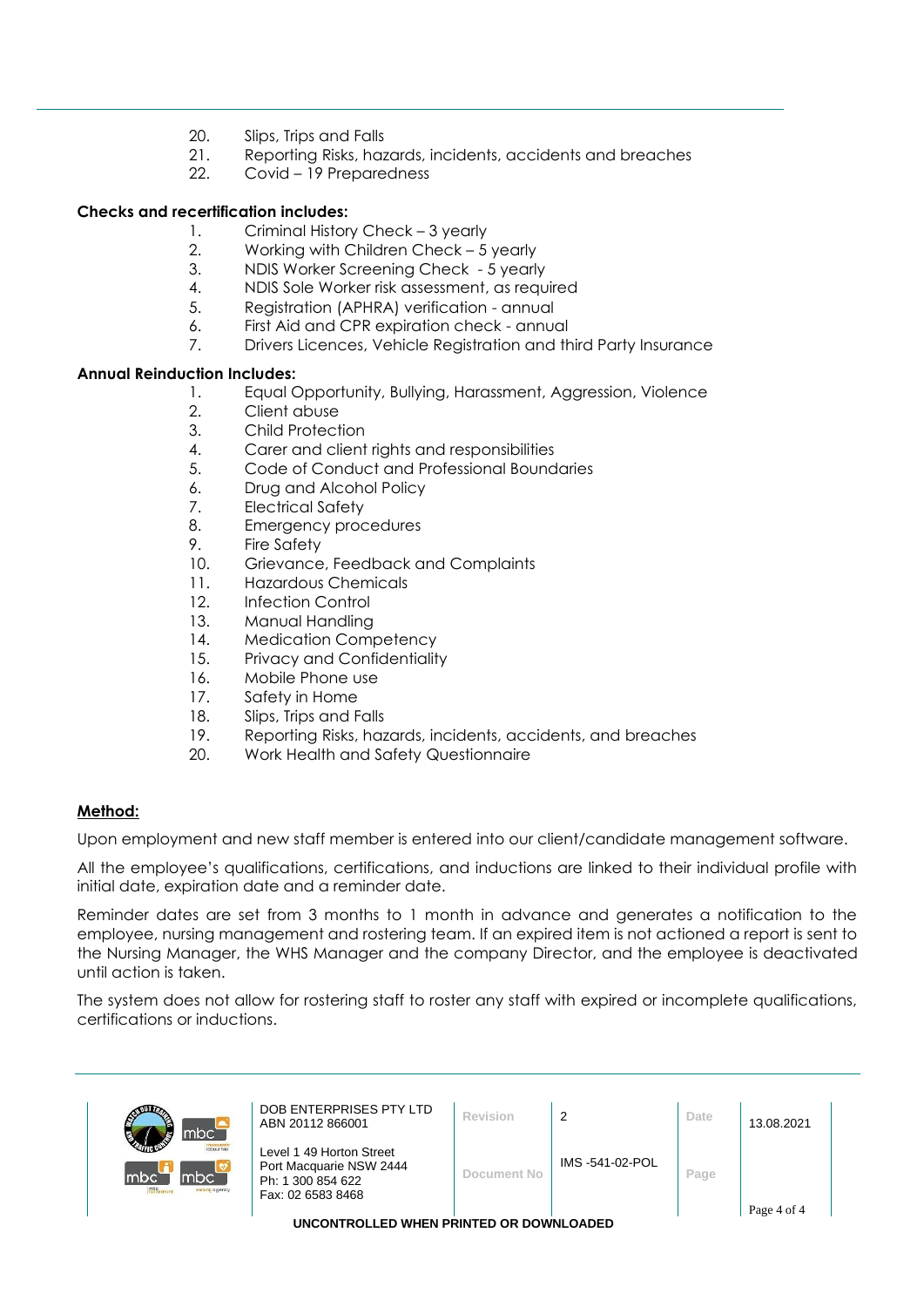20. Slips, Trips and Falls
21. Reporting Risks, hazards, incidents, accidents and breaches
22. Covid – 19 Preparedness

**Checks and recertification includes:**

1. Criminal History Check – 3 yearly
2. Working with Children Check – 5 yearly
3. NDIS Worker Screening Check - 5 yearly
4. NDIS Sole Worker risk assessment, as required
5. Registration (APHRA) verification - annual
6. First Aid and CPR expiration check - annual
7. Drivers Licences, Vehicle Registration and third Party Insurance

**Annual Reinduction Includes:**

1. Equal Opportunity, Bullying, Harassment, Aggression, Violence
2. Client abuse
3. Child Protection
4. Carer and client rights and responsibilities
5. Code of Conduct and Professional Boundaries
6. Drug and Alcohol Policy
7. Electrical Safety
8. Emergency procedures
9. Fire Safety
10. Grievance, Feedback and Complaints
11. Hazardous Chemicals
12. Infection Control
13. Manual Handling
14. Medication Competency
15. Privacy and Confidentiality
16. Mobile Phone use
17. Safety in Home
18. Slips, Trips and Falls
19. Reporting Risks, hazards, incidents, accidents, and breaches
20. Work Health and Safety Questionnaire

**<u>Method:</u>**

Upon employment and new staff member is entered into our client/candidate management software.

All the employee's qualifications, certifications, and inductions are linked to their individual profile with initial date, expiration date and a reminder date.

Reminder dates are set from 3 months to 1 month in advance and generates a notification to the employee, nursing management and rostering team. If an expired item is not actioned a report is sent to the Nursing Manager, the WHS Manager and the company Director, and the employee is deactivated until action is taken.

The system does not allow for rostering staff to roster any staff with expired or incomplete qualifications, certifications or inductions.